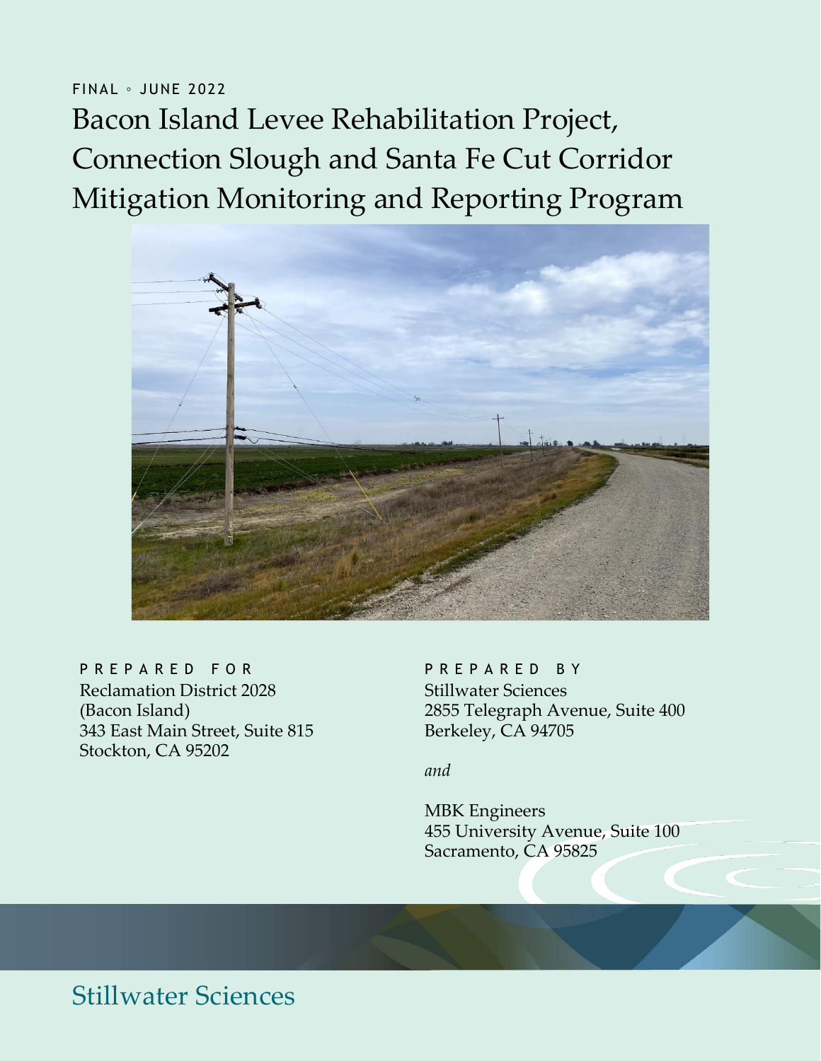FINAL ◦ JUNE 2022

# Bacon Island Levee Rehabilitation Project, Connection Slough and Santa Fe Cut Corridor Mitigation Monitoring and Reporting Program

PREPARED FOR

Reclamation District 2028
(Bacon Island)
343 East Main Street, Suite 815
Stockton, CA 95202

PREPARED BY

Stillwater Sciences
2855 Telegraph Avenue, Suite 400
Berkeley, CA 94705

*and*

MBK Engineers
455 University Avenue, Suite 100
Sacramento, CA 95825

Stillwater Sciences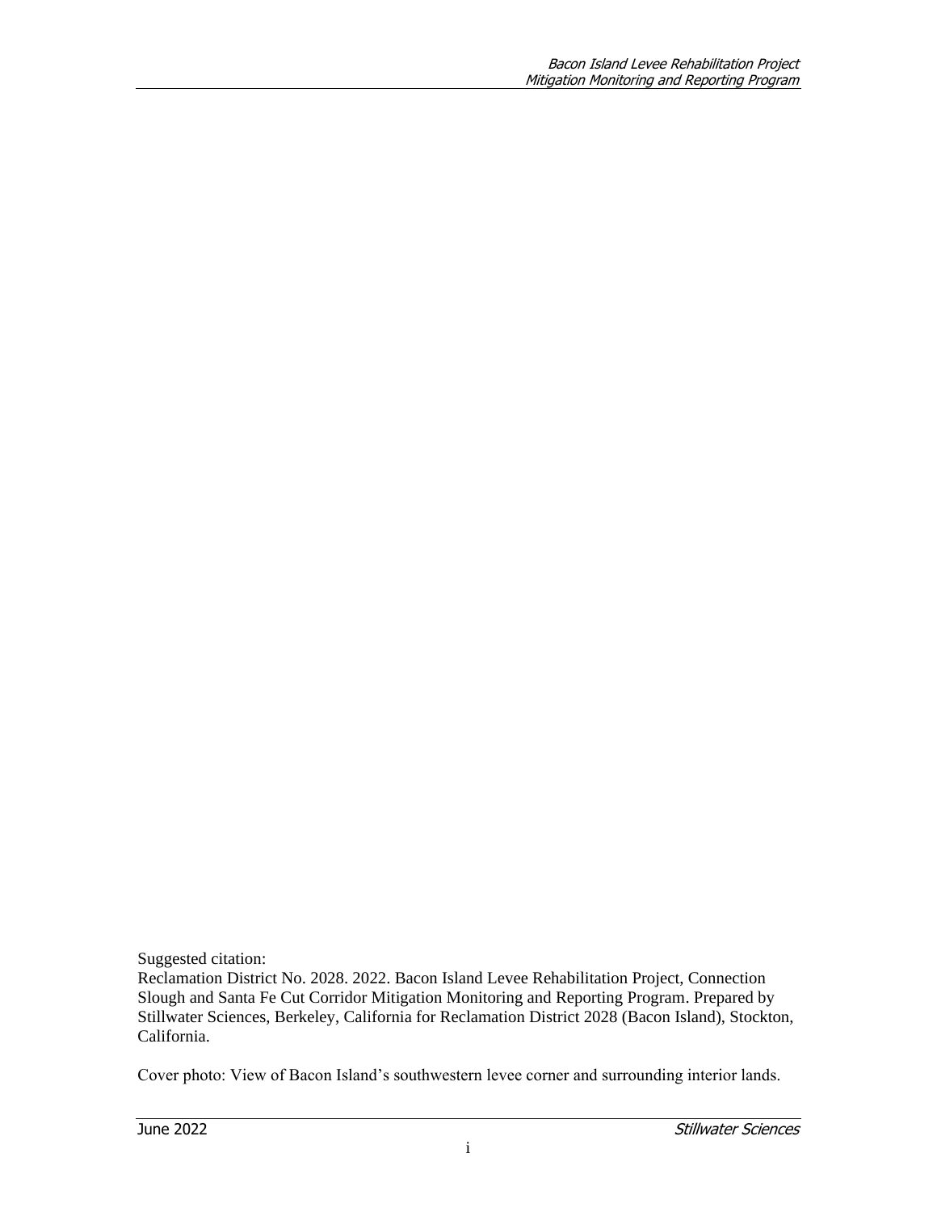Suggested citation:
Reclamation District No. 2028. 2022. Bacon Island Levee Rehabilitation Project, Connection Slough and Santa Fe Cut Corridor Mitigation Monitoring and Reporting Program. Prepared by Stillwater Sciences, Berkeley, California for Reclamation District 2028 (Bacon Island), Stockton, California.

Cover photo: View of Bacon Island's southwestern levee corner and surrounding interior lands.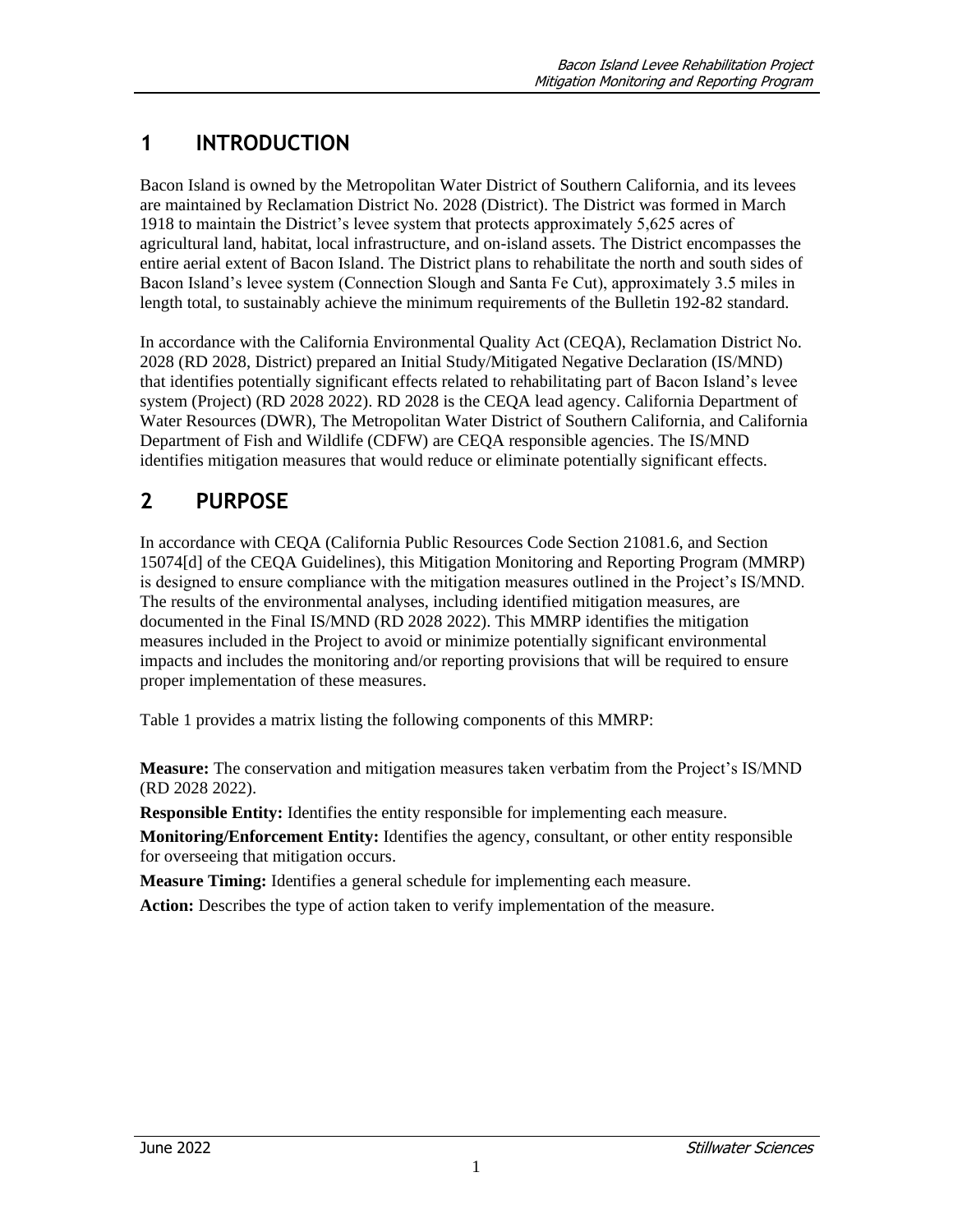# 1 INTRODUCTION

Bacon Island is owned by the Metropolitan Water District of Southern California, and its levees are maintained by Reclamation District No. 2028 (District). The District was formed in March 1918 to maintain the District's levee system that protects approximately 5,625 acres of agricultural land, habitat, local infrastructure, and on-island assets. The District encompasses the entire aerial extent of Bacon Island. The District plans to rehabilitate the north and south sides of Bacon Island's levee system (Connection Slough and Santa Fe Cut), approximately 3.5 miles in length total, to sustainably achieve the minimum requirements of the Bulletin 192-82 standard.

In accordance with the California Environmental Quality Act (CEQA), Reclamation District No. 2028 (RD 2028, District) prepared an Initial Study/Mitigated Negative Declaration (IS/MND) that identifies potentially significant effects related to rehabilitating part of Bacon Island's levee system (Project) (RD 2028 2022). RD 2028 is the CEQA lead agency. California Department of Water Resources (DWR), The Metropolitan Water District of Southern California, and California Department of Fish and Wildlife (CDFW) are CEQA responsible agencies. The IS/MND identifies mitigation measures that would reduce or eliminate potentially significant effects.

# 2 PURPOSE

In accordance with CEQA (California Public Resources Code Section 21081.6, and Section 15074[d] of the CEQA Guidelines), this Mitigation Monitoring and Reporting Program (MMRP) is designed to ensure compliance with the mitigation measures outlined in the Project's IS/MND. The results of the environmental analyses, including identified mitigation measures, are documented in the Final IS/MND (RD 2028 2022). This MMRP identifies the mitigation measures included in the Project to avoid or minimize potentially significant environmental impacts and includes the monitoring and/or reporting provisions that will be required to ensure proper implementation of these measures.

Table 1 provides a matrix listing the following components of this MMRP:

**Measure:** The conservation and mitigation measures taken verbatim from the Project's IS/MND (RD 2028 2022).

**Responsible Entity:** Identifies the entity responsible for implementing each measure.

**Monitoring/Enforcement Entity:** Identifies the agency, consultant, or other entity responsible for overseeing that mitigation occurs.

**Measure Timing:** Identifies a general schedule for implementing each measure.

**Action:** Describes the type of action taken to verify implementation of the measure.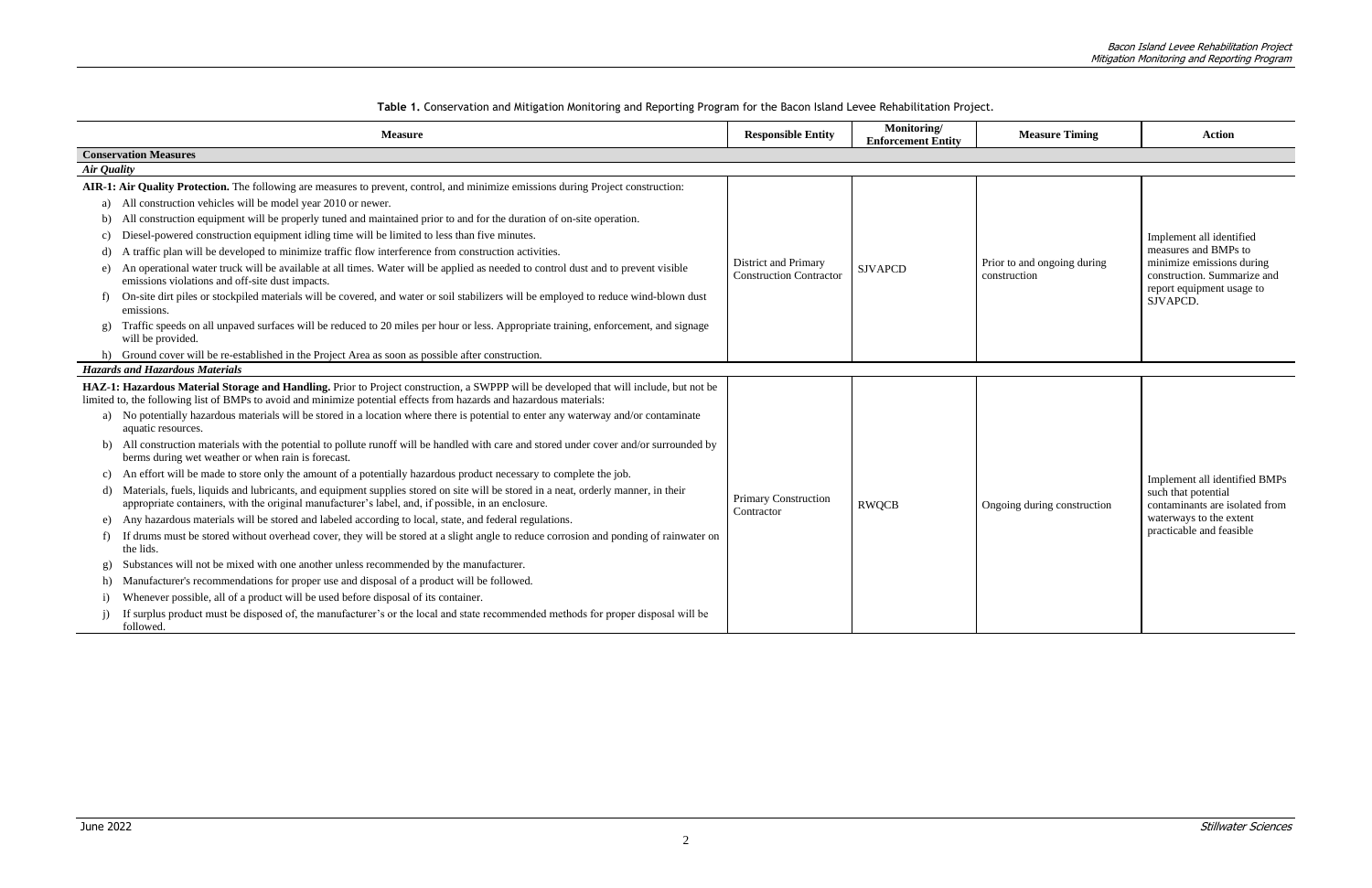**Table 1.** Conservation and Mitigation Monitoring and Reporting Program for the Bacon Island Levee Rehabilitation Project.

| Measure | Responsible Entity | Monitoring/ Enforcement Entity | Measure Timing | Action |
|---|---|---|---|---|
| **Conservation Measures** | | | | |
| ***Air Quality*** | | | | |
| **AIR-1: Air Quality Protection.** The following are measures to prevent, control, and minimize emissions during Project construction:<br>a) All construction vehicles will be model year 2010 or newer.<br>b) All construction equipment will be properly tuned and maintained prior to and for the duration of on-site operation.<br>c) Diesel-powered construction equipment idling time will be limited to less than five minutes.<br>d) A traffic plan will be developed to minimize traffic flow interference from construction activities.<br>e) An operational water truck will be available at all times. Water will be applied as needed to control dust and to prevent visible emissions violations and off-site dust impacts.<br>f) On-site dirt piles or stockpiled materials will be covered, and water or soil stabilizers will be employed to reduce wind-blown dust emissions.<br>g) Traffic speeds on all unpaved surfaces will be reduced to 20 miles per hour or less. Appropriate training, enforcement, and signage will be provided.<br>h) Ground cover will be re-established in the Project Area as soon as possible after construction. | District and Primary Construction Contractor | SJVAPCD | Prior to and ongoing during construction | Implement all identified measures and BMPs to minimize emissions during construction. Summarize and report equipment usage to SJVAPCD. |
| ***Hazards and Hazardous Materials*** | | | | |
| **HAZ-1: Hazardous Material Storage and Handling.** Prior to Project construction, a SWPPP will be developed that will include, but not be limited to, the following list of BMPs to avoid and minimize potential effects from hazards and hazardous materials:<br>a) No potentially hazardous materials will be stored in a location where there is potential to enter any waterway and/or contaminate aquatic resources.<br>b) All construction materials with the potential to pollute runoff will be handled with care and stored under cover and/or surrounded by berms during wet weather or when rain is forecast.<br>c) An effort will be made to store only the amount of a potentially hazardous product necessary to complete the job.<br>d) Materials, fuels, liquids and lubricants, and equipment supplies stored on site will be stored in a neat, orderly manner, in their appropriate containers, with the original manufacturer's label, and, if possible, in an enclosure.<br>e) Any hazardous materials will be stored and labeled according to local, state, and federal regulations.<br>f) If drums must be stored without overhead cover, they will be stored at a slight angle to reduce corrosion and ponding of rainwater on the lids.<br>g) Substances will not be mixed with one another unless recommended by the manufacturer.<br>h) Manufacturer's recommendations for proper use and disposal of a product will be followed.<br>i) Whenever possible, all of a product will be used before disposal of its container.<br>j) If surplus product must be disposed of, the manufacturer's or the local and state recommended methods for proper disposal will be followed. | Primary Construction Contractor | RWQCB | Ongoing during construction | Implement all identified BMPs such that potential contaminants are isolated from waterways to the extent practicable and feasible |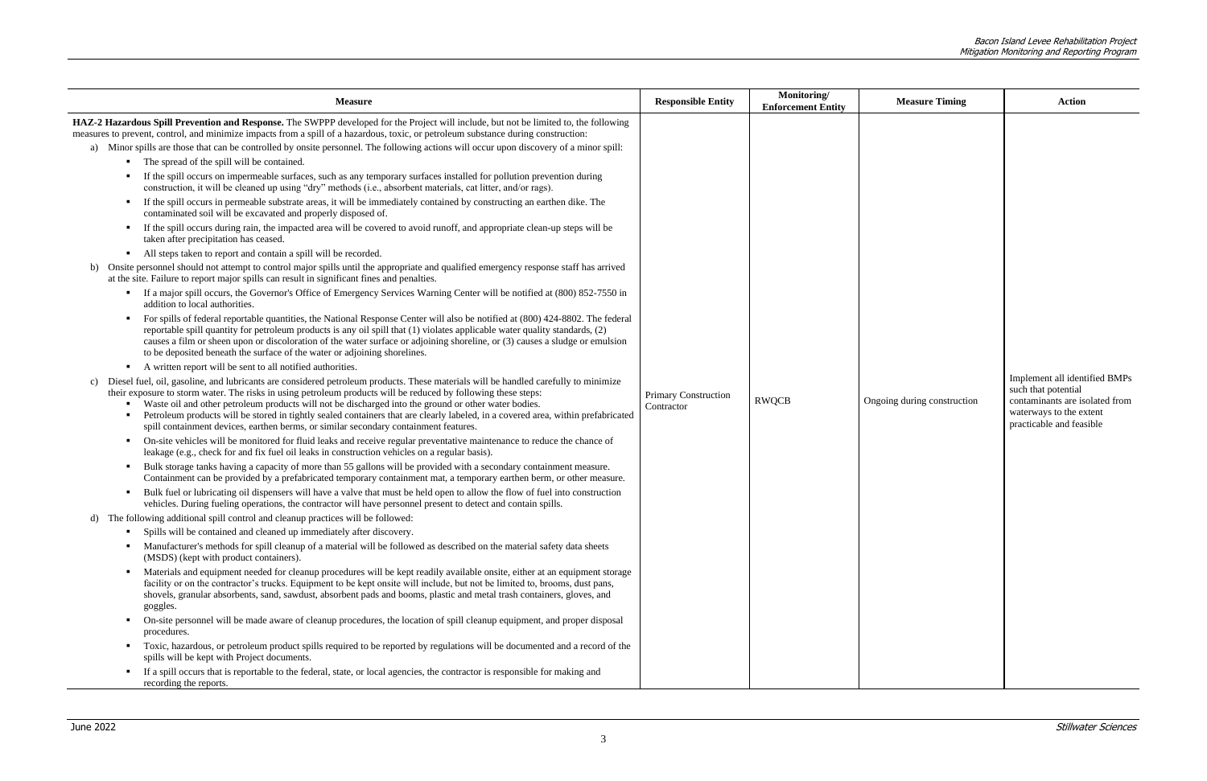| Measure | Responsible Entity | Monitoring/ Enforcement Entity | Measure Timing | Action |
|---|---|---|---|---|
| **HAZ-2 Hazardous Spill Prevention and Response.** The SWPPP developed for the Project will include, but not be limited to, the following measures to prevent, control, and minimize impacts from a spill of a hazardous, toxic, or petroleum substance during construction:<br>a) Minor spills are those that can be controlled by onsite personnel. The following actions will occur upon discovery of a minor spill:<br>▪ The spread of the spill will be contained.<br>▪ If the spill occurs on impermeable surfaces, such as any temporary surfaces installed for pollution prevention during construction, it will be cleaned up using "dry" methods (i.e., absorbent materials, cat litter, and/or rags).<br>▪ If the spill occurs in permeable substrate areas, it will be immediately contained by constructing an earthen dike. The contaminated soil will be excavated and properly disposed of.<br>▪ If the spill occurs during rain, the impacted area will be covered to avoid runoff, and appropriate clean-up steps will be taken after precipitation has ceased.<br>▪ All steps taken to report and contain a spill will be recorded.<br>b) Onsite personnel should not attempt to control major spills until the appropriate and qualified emergency response staff has arrived at the site. Failure to report major spills can result in significant fines and penalties.<br>▪ If a major spill occurs, the Governor's Office of Emergency Services Warning Center will be notified at (800) 852-7550 in addition to local authorities.<br>▪ For spills of federal reportable quantities, the National Response Center will also be notified at (800) 424-8802. The federal reportable spill quantity for petroleum products is any oil spill that (1) violates applicable water quality standards, (2) causes a film or sheen upon or discoloration of the water surface or adjoining shoreline, or (3) causes a sludge or emulsion to be deposited beneath the surface of the water or adjoining shorelines.<br>▪ A written report will be sent to all notified authorities.<br>c) Diesel fuel, oil, gasoline, and lubricants are considered petroleum products. These materials will be handled carefully to minimize their exposure to storm water. The risks in using petroleum products will be reduced by following these steps:<br>▪ Waste oil and other petroleum products will not be discharged into the ground or other water bodies.<br>▪ Petroleum products will be stored in tightly sealed containers that are clearly labeled, in a covered area, within prefabricated spill containment devices, earthen berms, or similar secondary containment features.<br>▪ On-site vehicles will be monitored for fluid leaks and receive regular preventative maintenance to reduce the chance of leakage (e.g., check for and fix fuel oil leaks in construction vehicles on a regular basis).<br>▪ Bulk storage tanks having a capacity of more than 55 gallons will be provided with a secondary containment measure. Containment can be provided by a prefabricated temporary containment mat, a temporary earthen berm, or other measure.<br>▪ Bulk fuel or lubricating oil dispensers will have a valve that must be held open to allow the flow of fuel into construction vehicles. During fueling operations, the contractor will have personnel present to detect and contain spills.<br>d) The following additional spill control and cleanup practices will be followed:<br>▪ Spills will be contained and cleaned up immediately after discovery.<br>▪ Manufacturer's methods for spill cleanup of a material will be followed as described on the material safety data sheets (MSDS) (kept with product containers).<br>▪ Materials and equipment needed for cleanup procedures will be kept readily available onsite, either at an equipment storage facility or on the contractor's trucks. Equipment to be kept onsite will include, but not be limited to, brooms, dust pans, shovels, granular absorbents, sand, sawdust, absorbent pads and booms, plastic and metal trash containers, gloves, and goggles.<br>▪ On-site personnel will be made aware of cleanup procedures, the location of spill cleanup equipment, and proper disposal procedures.<br>▪ Toxic, hazardous, or petroleum product spills required to be reported by regulations will be documented and a record of the spills will be kept with Project documents.<br>▪ If a spill occurs that is reportable to the federal, state, or local agencies, the contractor is responsible for making and recording the reports. | Primary Construction Contractor | RWQCB | Ongoing during construction | Implement all identified BMPs such that potential contaminants are isolated from waterways to the extent practicable and feasible |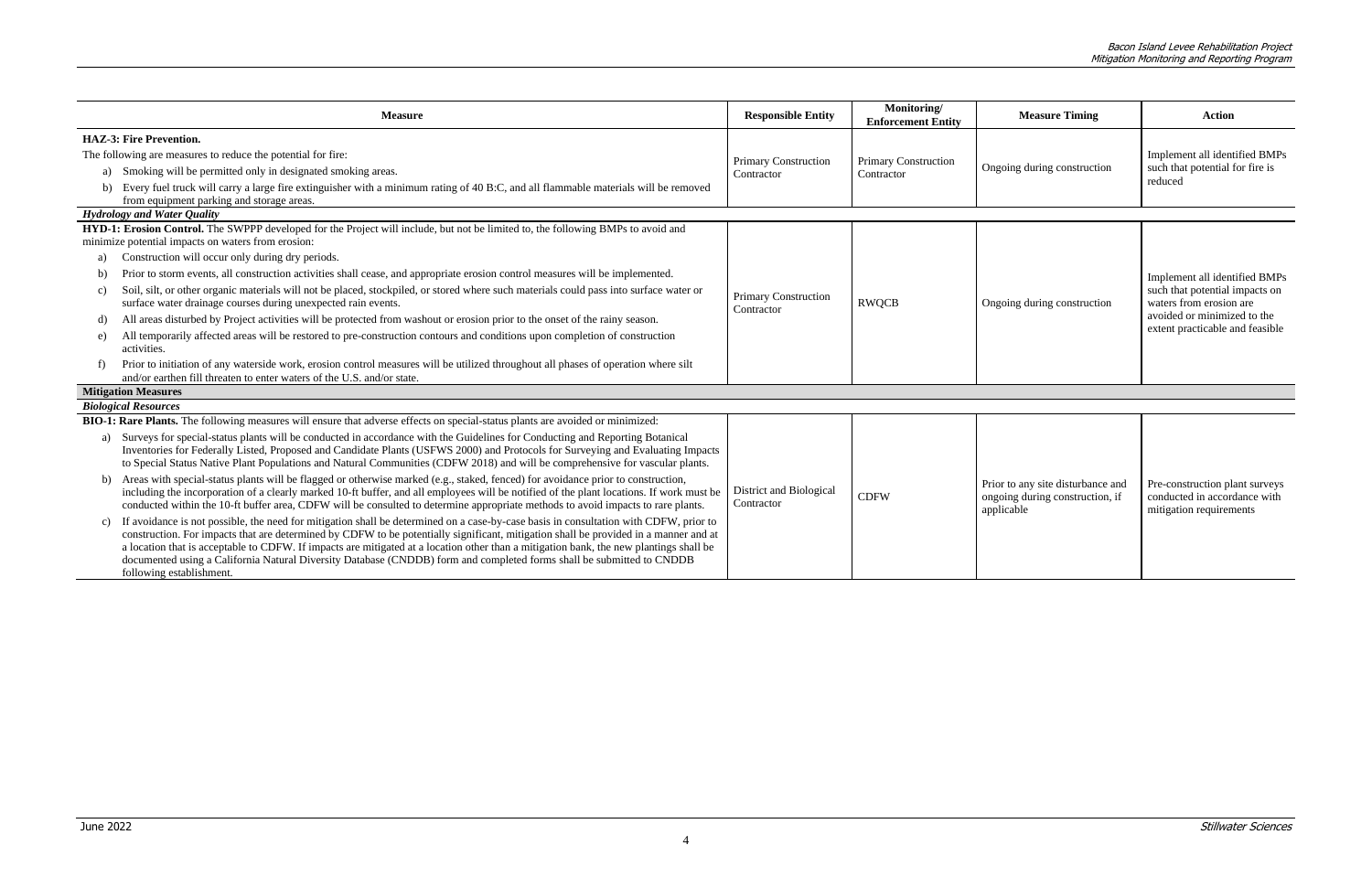| Measure | Responsible Entity | Monitoring/ Enforcement Entity | Measure Timing | Action |
|---|---|---|---|---|
| **HAZ-3: Fire Prevention.**<br>The following are measures to reduce the potential for fire:<br>a) Smoking will be permitted only in designated smoking areas.<br>b) Every fuel truck will carry a large fire extinguisher with a minimum rating of 40 B:C, and all flammable materials will be removed from equipment parking and storage areas. | Primary Construction Contractor | Primary Construction Contractor | Ongoing during construction | Implement all identified BMPs such that potential for fire is reduced |
| ***Hydrology and Water Quality*** | | | | |
| **HYD-1: Erosion Control.** The SWPPP developed for the Project will include, but not be limited to, the following BMPs to avoid and minimize potential impacts on waters from erosion:<br>a) Construction will occur only during dry periods.<br>b) Prior to storm events, all construction activities shall cease, and appropriate erosion control measures will be implemented.<br>c) Soil, silt, or other organic materials will not be placed, stockpiled, or stored where such materials could pass into surface water or surface water drainage courses during unexpected rain events.<br>d) All areas disturbed by Project activities will be protected from washout or erosion prior to the onset of the rainy season.<br>e) All temporarily affected areas will be restored to pre-construction contours and conditions upon completion of construction activities.<br>f) Prior to initiation of any waterside work, erosion control measures will be utilized throughout all phases of operation where silt and/or earthen fill threaten to enter waters of the U.S. and/or state. | Primary Construction Contractor | RWQCB | Ongoing during construction | Implement all identified BMPs such that potential impacts on waters from erosion are avoided or minimized to the extent practicable and feasible |
| **Mitigation Measures** | | | | |
| ***Biological Resources*** | | | | |
| **BIO-1: Rare Plants.** The following measures will ensure that adverse effects on special-status plants are avoided or minimized:<br>a) Surveys for special-status plants will be conducted in accordance with the Guidelines for Conducting and Reporting Botanical Inventories for Federally Listed, Proposed and Candidate Plants (USFWS 2000) and Protocols for Surveying and Evaluating Impacts to Special Status Native Plant Populations and Natural Communities (CDFW 2018) and will be comprehensive for vascular plants.<br>b) Areas with special-status plants will be flagged or otherwise marked (e.g., staked, fenced) for avoidance prior to construction, including the incorporation of a clearly marked 10-ft buffer, and all employees will be notified of the plant locations. If work must be conducted within the 10-ft buffer area, CDFW will be consulted to determine appropriate methods to avoid impacts to rare plants.<br>c) If avoidance is not possible, the need for mitigation shall be determined on a case-by-case basis in consultation with CDFW, prior to construction. For impacts that are determined by CDFW to be potentially significant, mitigation shall be provided in a manner and at a location that is acceptable to CDFW. If impacts are mitigated at a location other than a mitigation bank, the new plantings shall be documented using a California Natural Diversity Database (CNDDB) form and completed forms shall be submitted to CNDDB following establishment. | District and Biological Contractor | CDFW | Prior to any site disturbance and ongoing during construction, if applicable | Pre-construction plant surveys conducted in accordance with mitigation requirements |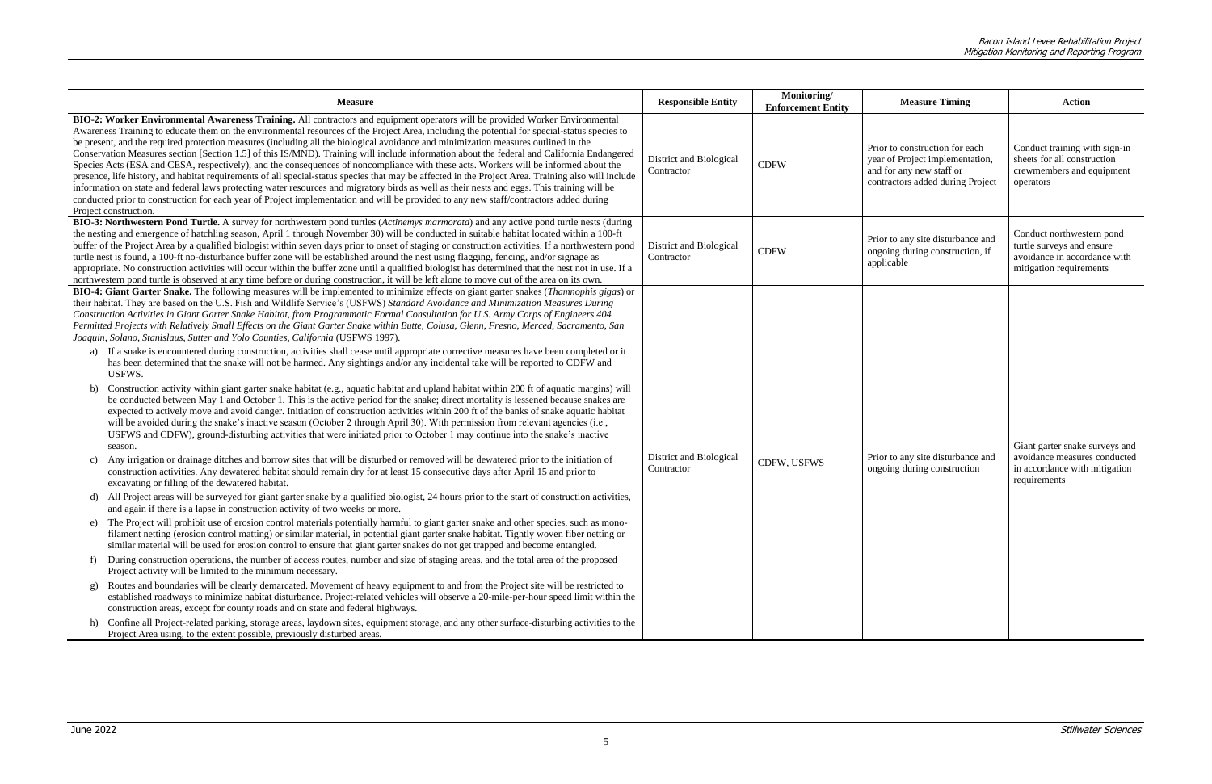| Measure | Responsible Entity | Monitoring/ Enforcement Entity | Measure Timing | Action |
|---|---|---|---|---|
| **BIO-2: Worker Environmental Awareness Training.** All contractors and equipment operators will be provided Worker Environmental Awareness Training to educate them on the environmental resources of the Project Area, including the potential for special-status species to be present, and the required protection measures (including all the biological avoidance and minimization measures outlined in the Conservation Measures section [Section 1.5] of this IS/MND). Training will include information about the federal and California Endangered Species Acts (ESA and CESA, respectively), and the consequences of noncompliance with these acts. Workers will be informed about the presence, life history, and habitat requirements of all special-status species that may be affected in the Project Area. Training also will include information on state and federal laws protecting water resources and migratory birds as well as their nests and eggs. This training will be conducted prior to construction for each year of Project implementation and will be provided to any new staff/contractors added during Project construction. | District and Biological Contractor | CDFW | Prior to construction for each year of Project implementation, and for any new staff or contractors added during Project | Conduct training with sign-in sheets for all construction crewmembers and equipment operators |
| **BIO-3: Northwestern Pond Turtle.** A survey for northwestern pond turtles (*Actinemys marmorata*) and any active pond turtle nests (during the nesting and emergence of hatchling season, April 1 through November 30) will be conducted in suitable habitat located within a 100-ft buffer of the Project Area by a qualified biologist within seven days prior to onset of staging or construction activities. If a northwestern pond turtle nest is found, a 100-ft no-disturbance buffer zone will be established around the nest using flagging, fencing, and/or signage as appropriate. No construction activities will occur within the buffer zone until a qualified biologist has determined that the nest not in use. If a northwestern pond turtle is observed at any time before or during construction, it will be left alone to move out of the area on its own. | District and Biological Contractor | CDFW | Prior to any site disturbance and ongoing during construction, if applicable | Conduct northwestern pond turtle surveys and ensure avoidance in accordance with mitigation requirements |
| **BIO-4: Giant Garter Snake.** The following measures will be implemented to minimize effects on giant garter snakes (*Thamnophis gigas*) or their habitat. They are based on the U.S. Fish and Wildlife Service's (USFWS) *Standard Avoidance and Minimization Measures During Construction Activities in Giant Garter Snake Habitat, from Programmatic Formal Consultation for U.S. Army Corps of Engineers 404 Permitted Projects with Relatively Small Effects on the Giant Garter Snake within Butte, Colusa, Glenn, Fresno, Merced, Sacramento, San Joaquin, Solano, Stanislaus, Sutter and Yolo Counties, California* (USFWS 1997).<br>a) If a snake is encountered during construction, activities shall cease until appropriate corrective measures have been completed or it has been determined that the snake will not be harmed. Any sightings and/or any incidental take will be reported to CDFW and USFWS.<br>b) Construction activity within giant garter snake habitat (e.g., aquatic habitat and upland habitat within 200 ft of aquatic margins) will be conducted between May 1 and October 1. This is the active period for the snake; direct mortality is lessened because snakes are expected to actively move and avoid danger. Initiation of construction activities within 200 ft of the banks of snake aquatic habitat will be avoided during the snake's inactive season (October 2 through April 30). With permission from relevant agencies (i.e., USFWS and CDFW), ground-disturbing activities that were initiated prior to October 1 may continue into the snake's inactive season.<br>c) Any irrigation or drainage ditches and borrow sites that will be disturbed or removed will be dewatered prior to the initiation of construction activities. Any dewatered habitat should remain dry for at least 15 consecutive days after April 15 and prior to excavating or filling of the dewatered habitat.<br>d) All Project areas will be surveyed for giant garter snake by a qualified biologist, 24 hours prior to the start of construction activities, and again if there is a lapse in construction activity of two weeks or more.<br>e) The Project will prohibit use of erosion control materials potentially harmful to giant garter snake and other species, such as mono-filament netting (erosion control matting) or similar material, in potential giant garter snake habitat. Tightly woven fiber netting or similar material will be used for erosion control to ensure that giant garter snakes do not get trapped and become entangled.<br>f) During construction operations, the number of access routes, number and size of staging areas, and the total area of the proposed Project activity will be limited to the minimum necessary.<br>g) Routes and boundaries will be clearly demarcated. Movement of heavy equipment to and from the Project site will be restricted to established roadways to minimize habitat disturbance. Project-related vehicles will observe a 20-mile-per-hour speed limit within the construction areas, except for county roads and on state and federal highways.<br>h) Confine all Project-related parking, storage areas, laydown sites, equipment storage, and any other surface-disturbing activities to the Project Area using, to the extent possible, previously disturbed areas. | District and Biological Contractor | CDFW, USFWS | Prior to any site disturbance and ongoing during construction | Giant garter snake surveys and avoidance measures conducted in accordance with mitigation requirements |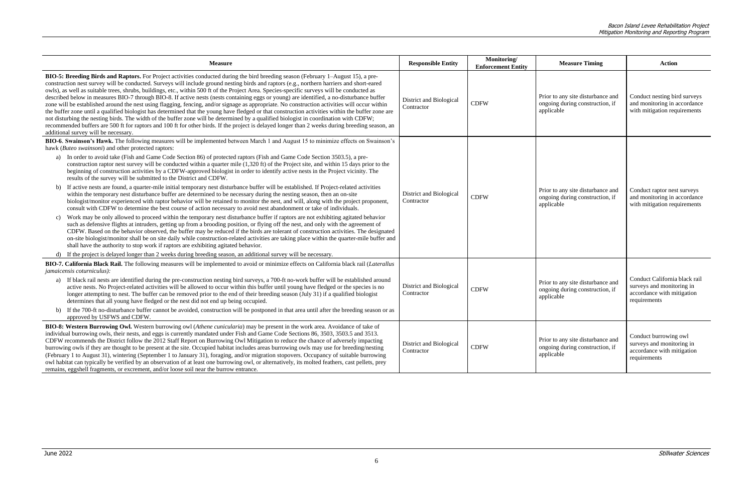| Measure | Responsible Entity | Monitoring/ Enforcement Entity | Measure Timing | Action |
|---|---|---|---|---|
| **BIO-5: Breeding Birds and Raptors.** For Project activities conducted during the bird breeding season (February 1–August 15), a pre-construction nest survey will be conducted. Surveys will include ground nesting birds and raptors (e.g., northern harriers and short-eared owls), as well as suitable trees, shrubs, buildings, etc., within 500 ft of the Project Area. Species-specific surveys will be conducted as described below in measures BIO-7 through BIO-8. If active nests (nests containing eggs or young) are identified, a no-disturbance buffer zone will be established around the nest using flagging, fencing, and/or signage as appropriate. No construction activities will occur within the buffer zone until a qualified biologist has determined that the young have fledged or that construction activities within the buffer zone are not disturbing the nesting birds. The width of the buffer zone will be determined by a qualified biologist in coordination with CDFW; recommended buffers are 500 ft for raptors and 100 ft for other birds. If the project is delayed longer than 2 weeks during breeding season, an additional survey will be necessary. | District and Biological Contractor | CDFW | Prior to any site disturbance and ongoing during construction, if applicable | Conduct nesting bird surveys and monitoring in accordance with mitigation requirements |
| **BIO-6. Swainson's Hawk.** The following measures will be implemented between March 1 and August 15 to minimize effects on Swainson's hawk (*Buteo swainsoni*) and other protected raptors:<br>a) In order to avoid take (Fish and Game Code Section 86) of protected raptors (Fish and Game Code Section 3503.5), a pre-construction raptor nest survey will be conducted within a quarter mile (1,320 ft) of the Project site, and within 15 days prior to the beginning of construction activities by a CDFW-approved biologist in order to identify active nests in the Project vicinity. The results of the survey will be submitted to the District and CDFW.<br>b) If active nests are found, a quarter-mile initial temporary nest disturbance buffer will be established. If Project-related activities within the temporary nest disturbance buffer are determined to be necessary during the nesting season, then an on-site biologist/monitor experienced with raptor behavior will be retained to monitor the nest, and will, along with the project proponent, consult with CDFW to determine the best course of action necessary to avoid nest abandonment or take of individuals.<br>c) Work may be only allowed to proceed within the temporary nest disturbance buffer if raptors are not exhibiting agitated behavior such as defensive flights at intruders, getting up from a brooding position, or flying off the nest, and only with the agreement of CDFW. Based on the behavior observed, the buffer may be reduced if the birds are tolerant of construction activities. The designated on-site biologist/monitor shall be on site daily while construction-related activities are taking place within the quarter-mile buffer and shall have the authority to stop work if raptors are exhibiting agitated behavior.<br>d) If the project is delayed longer than 2 weeks during breeding season, an additional survey will be necessary. | District and Biological Contractor | CDFW | Prior to any site disturbance and ongoing during construction, if applicable | Conduct raptor nest surveys and monitoring in accordance with mitigation requirements |
| **BIO-7. California Black Rail.** The following measures will be implemented to avoid or minimize effects on California black rail (*Laterallus jamaicensis coturniculus):*<br>a) If black rail nests are identified during the pre-construction nesting bird surveys, a 700-ft no-work buffer will be established around active nests. No Project-related activities will be allowed to occur within this buffer until young have fledged or the species is no longer attempting to nest. The buffer can be removed prior to the end of their breeding season (July 31) if a qualified biologist determines that all young have fledged or the nest did not end up being occupied.<br>b) If the 700-ft no-disturbance buffer cannot be avoided, construction will be postponed in that area until after the breeding season or as approved by USFWS and CDFW. | District and Biological Contractor | CDFW | Prior to any site disturbance and ongoing during construction, if applicable | Conduct California black rail surveys and monitoring in accordance with mitigation requirements |
| **BIO-8: Western Burrowing Owl.** Western burrowing owl (*Athene cunicularia*) may be present in the work area. Avoidance of take of individual burrowing owls, their nests, and eggs is currently mandated under Fish and Game Code Sections 86, 3503, 3503.5 and 3513. CDFW recommends the District follow the 2012 Staff Report on Burrowing Owl Mitigation to reduce the chance of adversely impacting burrowing owls if they are thought to be present at the site. Occupied habitat includes areas burrowing owls may use for breeding/nesting (February 1 to August 31), wintering (September 1 to January 31), foraging, and/or migration stopovers. Occupancy of suitable burrowing owl habitat can typically be verified by an observation of at least one burrowing owl, or alternatively, its molted feathers, cast pellets, prey remains, eggshell fragments, or excrement, and/or loose soil near the burrow entrance. | District and Biological Contractor | CDFW | Prior to any site disturbance and ongoing during construction, if applicable | Conduct burrowing owl surveys and monitoring in accordance with mitigation requirements |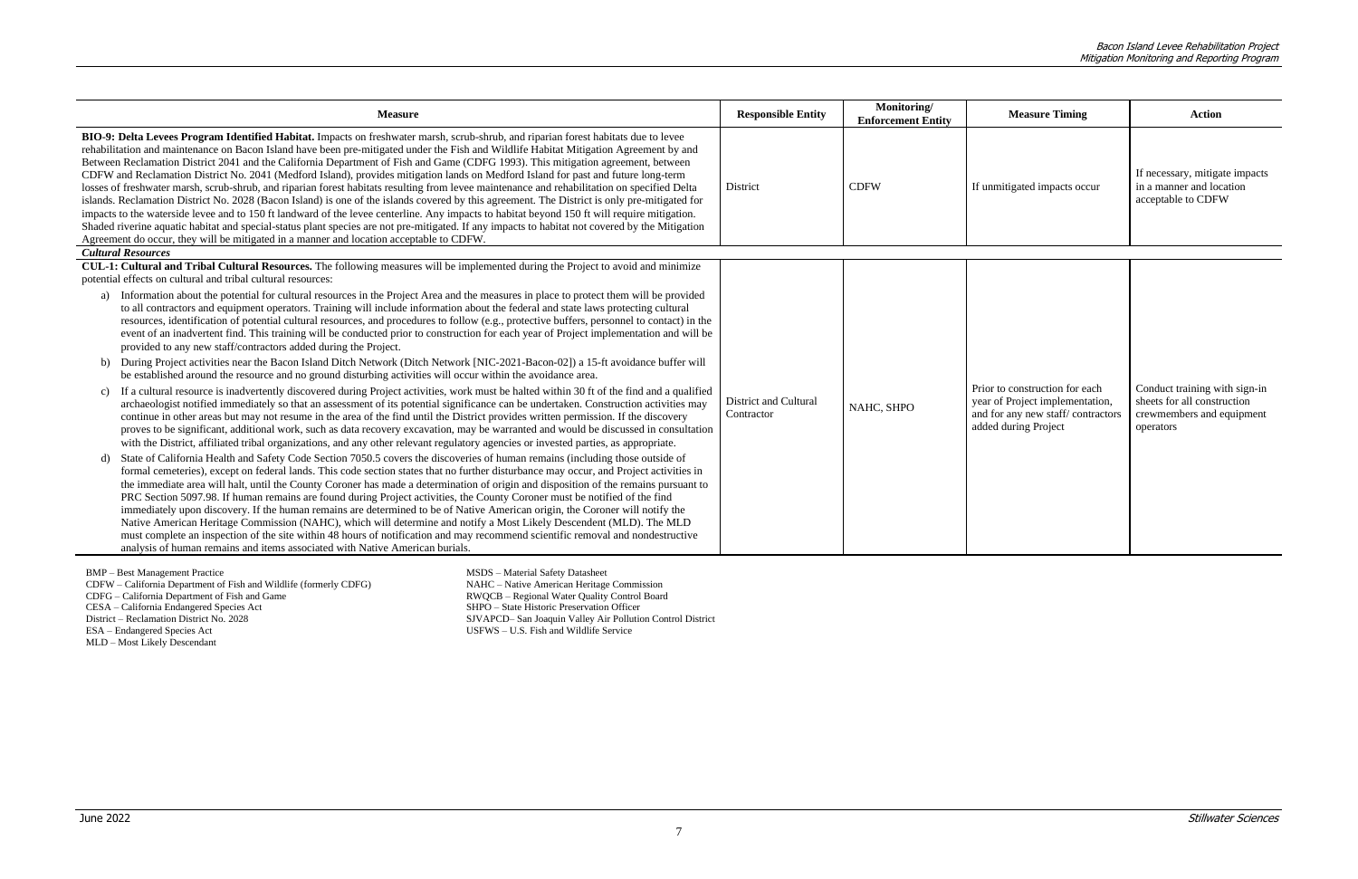| Measure | Responsible Entity | Monitoring/ Enforcement Entity | Measure Timing | Action |
|---|---|---|---|---|
| **BIO-9: Delta Levees Program Identified Habitat.** Impacts on freshwater marsh, scrub-shrub, and riparian forest habitats due to levee rehabilitation and maintenance on Bacon Island have been pre-mitigated under the Fish and Wildlife Habitat Mitigation Agreement by and Between Reclamation District 2041 and the California Department of Fish and Game (CDFG 1993). This mitigation agreement, between CDFW and Reclamation District No. 2041 (Medford Island), provides mitigation lands on Medford Island for past and future long-term losses of freshwater marsh, scrub-shrub, and riparian forest habitats resulting from levee maintenance and rehabilitation on specified Delta islands. Reclamation District No. 2028 (Bacon Island) is one of the islands covered by this agreement. The District is only pre-mitigated for impacts to the waterside levee and to 150 ft landward of the levee centerline. Any impacts to habitat beyond 150 ft will require mitigation. Shaded riverine aquatic habitat and special-status plant species are not pre-mitigated. If any impacts to habitat not covered by the Mitigation Agreement do occur, they will be mitigated in a manner and location acceptable to CDFW. | District | CDFW | If unmitigated impacts occur | If necessary, mitigate impacts in a manner and location acceptable to CDFW |
| ***Cultural Resources*** | | | | |
| **CUL-1: Cultural and Tribal Cultural Resources.** The following measures will be implemented during the Project to avoid and minimize potential effects on cultural and tribal cultural resources:<br>a) Information about the potential for cultural resources in the Project Area and the measures in place to protect them will be provided to all contractors and equipment operators. Training will include information about the federal and state laws protecting cultural resources, identification of potential cultural resources, and procedures to follow (e.g., protective buffers, personnel to contact) in the event of an inadvertent find. This training will be conducted prior to construction for each year of Project implementation and will be provided to any new staff/contractors added during the Project.<br>b) During Project activities near the Bacon Island Ditch Network (Ditch Network [NIC-2021-Bacon-02]) a 15-ft avoidance buffer will be established around the resource and no ground disturbing activities will occur within the avoidance area.<br>c) If a cultural resource is inadvertently discovered during Project activities, work must be halted within 30 ft of the find and a qualified archaeologist notified immediately so that an assessment of its potential significance can be undertaken. Construction activities may continue in other areas but may not resume in the area of the find until the District provides written permission. If the discovery proves to be significant, additional work, such as data recovery excavation, may be warranted and would be discussed in consultation with the District, affiliated tribal organizations, and any other relevant regulatory agencies or invested parties, as appropriate.<br>d) State of California Health and Safety Code Section 7050.5 covers the discoveries of human remains (including those outside of formal cemeteries), except on federal lands. This code section states that no further disturbance may occur, and Project activities in the immediate area will halt, until the County Coroner has made a determination of origin and disposition of the remains pursuant to PRC Section 5097.98. If human remains are found during Project activities, the County Coroner must be notified of the find immediately upon discovery. If the human remains are determined to be of Native American origin, the Coroner will notify the Native American Heritage Commission (NAHC), which will determine and notify a Most Likely Descendent (MLD). The MLD must complete an inspection of the site within 48 hours of notification and may recommend scientific removal and nondestructive analysis of human remains and items associated with Native American burials. | District and Cultural Contractor | NAHC, SHPO | Prior to construction for each year of Project implementation, and for any new staff/ contractors added during Project | Conduct training with sign-in sheets for all construction crewmembers and equipment operators |

BMP – Best Management Practice
CDFW – California Department of Fish and Wildlife (formerly CDFG)
CDFG – California Department of Fish and Game
CESA – California Endangered Species Act
District – Reclamation District No. 2028
ESA – Endangered Species Act
MLD – Most Likely Descendant
MSDS – Material Safety Datasheet
NAHC – Native American Heritage Commission
RWQCB – Regional Water Quality Control Board
SHPO – State Historic Preservation Officer
SJVAPCD– San Joaquin Valley Air Pollution Control District
USFWS – U.S. Fish and Wildlife Service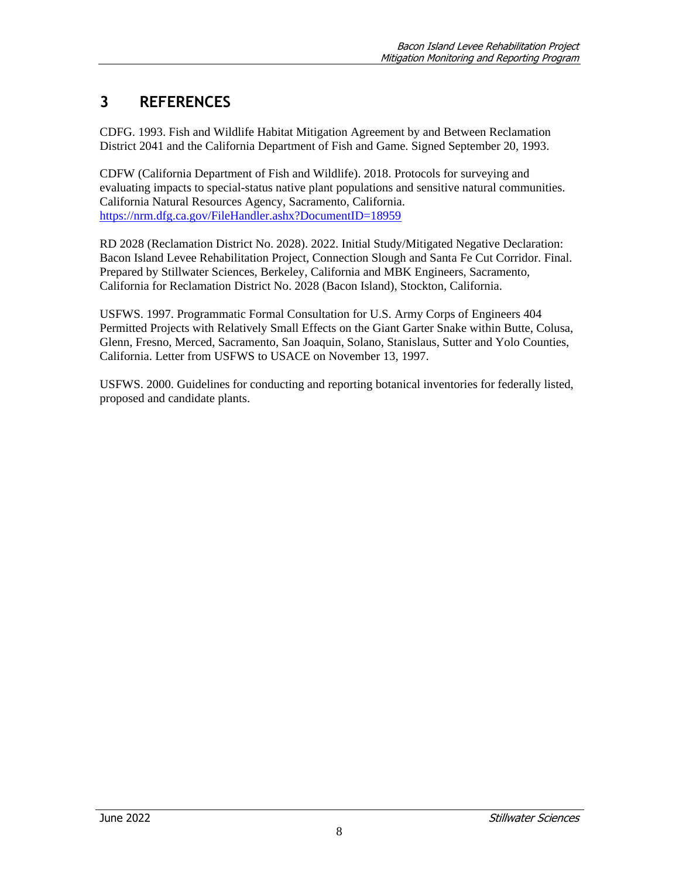# 3 REFERENCES

CDFG. 1993. Fish and Wildlife Habitat Mitigation Agreement by and Between Reclamation District 2041 and the California Department of Fish and Game. Signed September 20, 1993.

CDFW (California Department of Fish and Wildlife). 2018. Protocols for surveying and evaluating impacts to special-status native plant populations and sensitive natural communities. California Natural Resources Agency, Sacramento, California. https://nrm.dfg.ca.gov/FileHandler.ashx?DocumentID=18959

RD 2028 (Reclamation District No. 2028). 2022. Initial Study/Mitigated Negative Declaration: Bacon Island Levee Rehabilitation Project, Connection Slough and Santa Fe Cut Corridor. Final. Prepared by Stillwater Sciences, Berkeley, California and MBK Engineers, Sacramento, California for Reclamation District No. 2028 (Bacon Island), Stockton, California.

USFWS. 1997. Programmatic Formal Consultation for U.S. Army Corps of Engineers 404 Permitted Projects with Relatively Small Effects on the Giant Garter Snake within Butte, Colusa, Glenn, Fresno, Merced, Sacramento, San Joaquin, Solano, Stanislaus, Sutter and Yolo Counties, California. Letter from USFWS to USACE on November 13, 1997.

USFWS. 2000. Guidelines for conducting and reporting botanical inventories for federally listed, proposed and candidate plants.